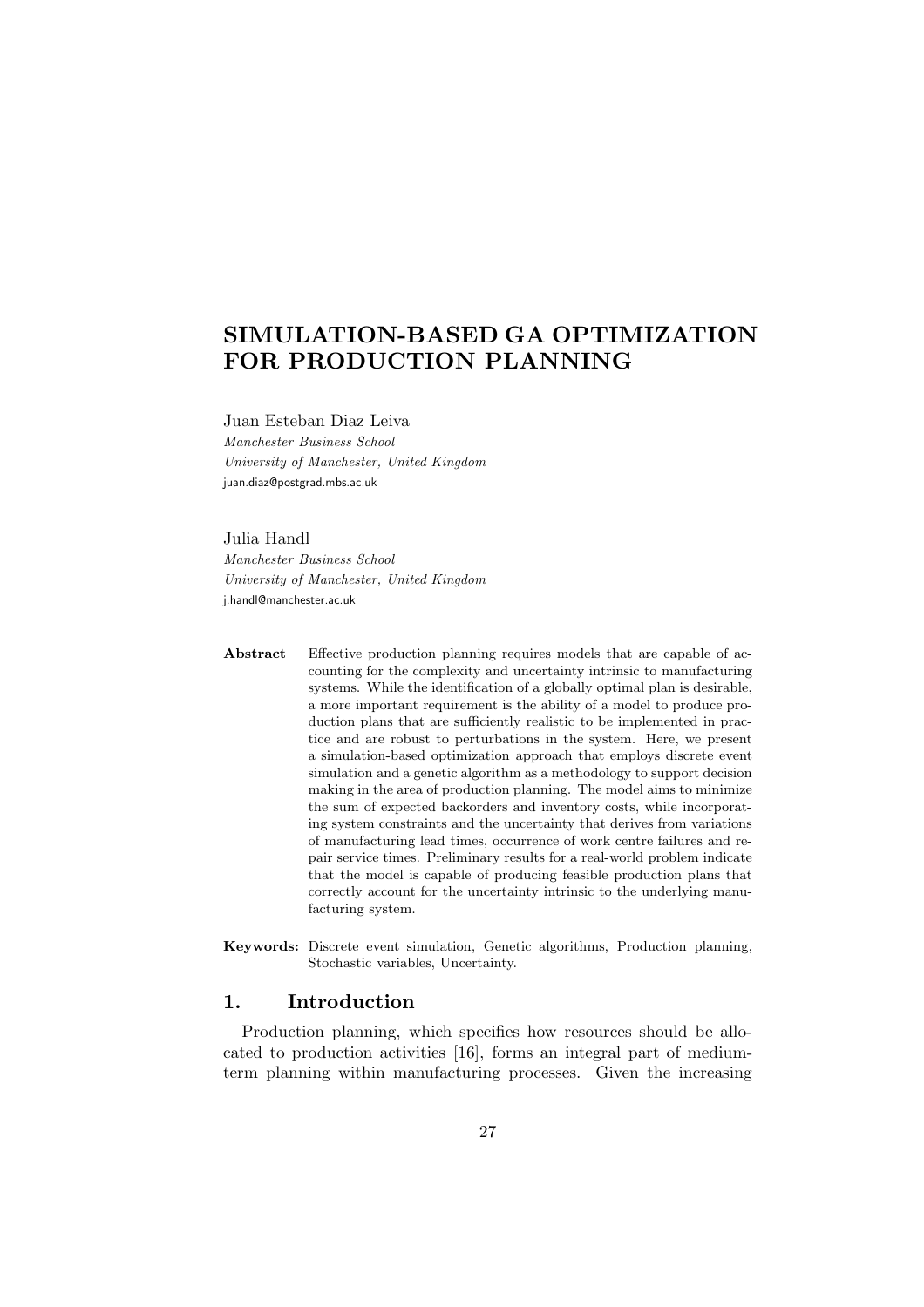# SIMULATION-BASED GA OPTIMIZATION FOR PRODUCTION PLANNING

Juan Esteban Diaz Leiva
*Manchester Business School*
*University of Manchester, United Kingdom*
juan.diaz@postgrad.mbs.ac.uk

Julia Handl
*Manchester Business School*
*University of Manchester, United Kingdom*
j.handl@manchester.ac.uk

**Abstract** Effective production planning requires models that are capable of accounting for the complexity and uncertainty intrinsic to manufacturing systems. While the identification of a globally optimal plan is desirable, a more important requirement is the ability of a model to produce production plans that are sufficiently realistic to be implemented in practice and are robust to perturbations in the system. Here, we present a simulation-based optimization approach that employs discrete event simulation and a genetic algorithm as a methodology to support decision making in the area of production planning. The model aims to minimize the sum of expected backorders and inventory costs, while incorporating system constraints and the uncertainty that derives from variations of manufacturing lead times, occurrence of work centre failures and repair service times. Preliminary results for a real-world problem indicate that the model is capable of producing feasible production plans that correctly account for the uncertainty intrinsic to the underlying manufacturing system.

**Keywords:** Discrete event simulation, Genetic algorithms, Production planning, Stochastic variables, Uncertainty.

## 1. Introduction

Production planning, which specifies how resources should be allocated to production activities [16], forms an integral part of medium-term planning within manufacturing processes. Given the increasing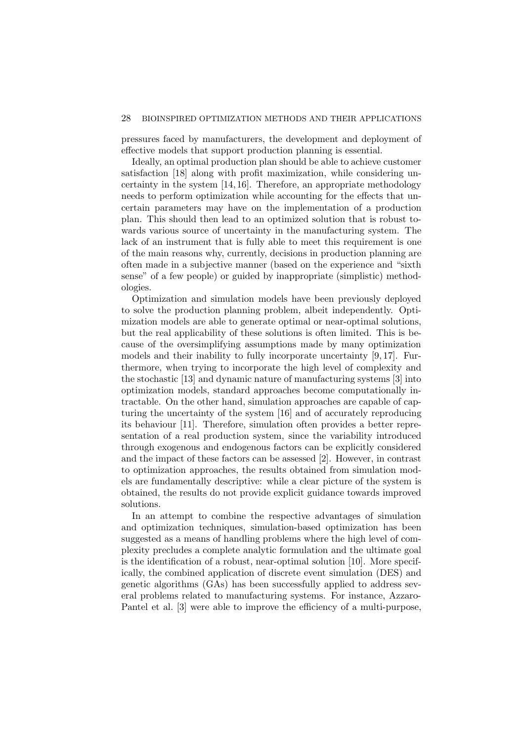pressures faced by manufacturers, the development and deployment of effective models that support production planning is essential.

Ideally, an optimal production plan should be able to achieve customer satisfaction [18] along with profit maximization, while considering uncertainty in the system [14, 16]. Therefore, an appropriate methodology needs to perform optimization while accounting for the effects that uncertain parameters may have on the implementation of a production plan. This should then lead to an optimized solution that is robust towards various source of uncertainty in the manufacturing system. The lack of an instrument that is fully able to meet this requirement is one of the main reasons why, currently, decisions in production planning are often made in a subjective manner (based on the experience and "sixth sense" of a few people) or guided by inappropriate (simplistic) methodologies.

Optimization and simulation models have been previously deployed to solve the production planning problem, albeit independently. Optimization models are able to generate optimal or near-optimal solutions, but the real applicability of these solutions is often limited. This is because of the oversimplifying assumptions made by many optimization models and their inability to fully incorporate uncertainty [9, 17]. Furthermore, when trying to incorporate the high level of complexity and the stochastic [13] and dynamic nature of manufacturing systems [3] into optimization models, standard approaches become computationally intractable. On the other hand, simulation approaches are capable of capturing the uncertainty of the system [16] and of accurately reproducing its behaviour [11]. Therefore, simulation often provides a better representation of a real production system, since the variability introduced through exogenous and endogenous factors can be explicitly considered and the impact of these factors can be assessed [2]. However, in contrast to optimization approaches, the results obtained from simulation models are fundamentally descriptive: while a clear picture of the system is obtained, the results do not provide explicit guidance towards improved solutions.

In an attempt to combine the respective advantages of simulation and optimization techniques, simulation-based optimization has been suggested as a means of handling problems where the high level of complexity precludes a complete analytic formulation and the ultimate goal is the identification of a robust, near-optimal solution [10]. More specifically, the combined application of discrete event simulation (DES) and genetic algorithms (GAs) has been successfully applied to address several problems related to manufacturing systems. For instance, Azzaro-Pantel et al. [3] were able to improve the efficiency of a multi-purpose,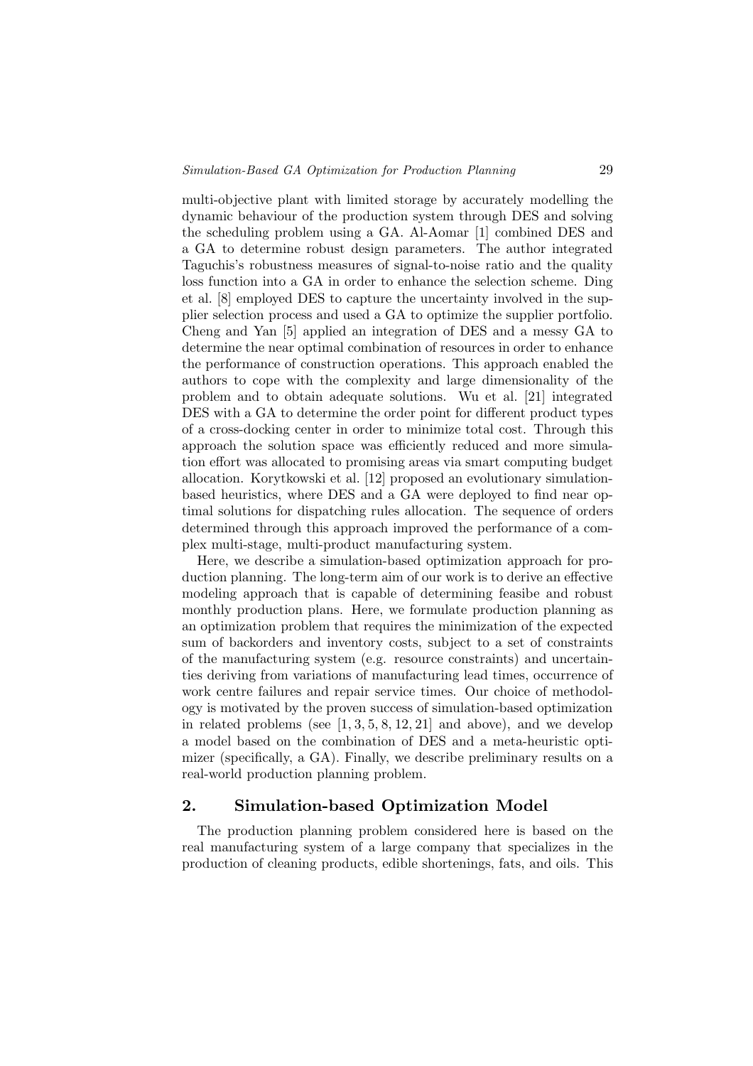multi-objective plant with limited storage by accurately modelling the dynamic behaviour of the production system through DES and solving the scheduling problem using a GA. Al-Aomar [1] combined DES and a GA to determine robust design parameters. The author integrated Taguchis's robustness measures of signal-to-noise ratio and the quality loss function into a GA in order to enhance the selection scheme. Ding et al. [8] employed DES to capture the uncertainty involved in the supplier selection process and used a GA to optimize the supplier portfolio. Cheng and Yan [5] applied an integration of DES and a messy GA to determine the near optimal combination of resources in order to enhance the performance of construction operations. This approach enabled the authors to cope with the complexity and large dimensionality of the problem and to obtain adequate solutions. Wu et al. [21] integrated DES with a GA to determine the order point for different product types of a cross-docking center in order to minimize total cost. Through this approach the solution space was efficiently reduced and more simulation effort was allocated to promising areas via smart computing budget allocation. Korytkowski et al. [12] proposed an evolutionary simulation-based heuristics, where DES and a GA were deployed to find near optimal solutions for dispatching rules allocation. The sequence of orders determined through this approach improved the performance of a complex multi-stage, multi-product manufacturing system.

Here, we describe a simulation-based optimization approach for production planning. The long-term aim of our work is to derive an effective modeling approach that is capable of determining feasibe and robust monthly production plans. Here, we formulate production planning as an optimization problem that requires the minimization of the expected sum of backorders and inventory costs, subject to a set of constraints of the manufacturing system (e.g. resource constraints) and uncertainties deriving from variations of manufacturing lead times, occurrence of work centre failures and repair service times. Our choice of methodology is motivated by the proven success of simulation-based optimization in related problems (see [1, 3, 5, 8, 12, 21] and above), and we develop a model based on the combination of DES and a meta-heuristic optimizer (specifically, a GA). Finally, we describe preliminary results on a real-world production planning problem.

## 2. Simulation-based Optimization Model

The production planning problem considered here is based on the real manufacturing system of a large company that specializes in the production of cleaning products, edible shortenings, fats, and oils. This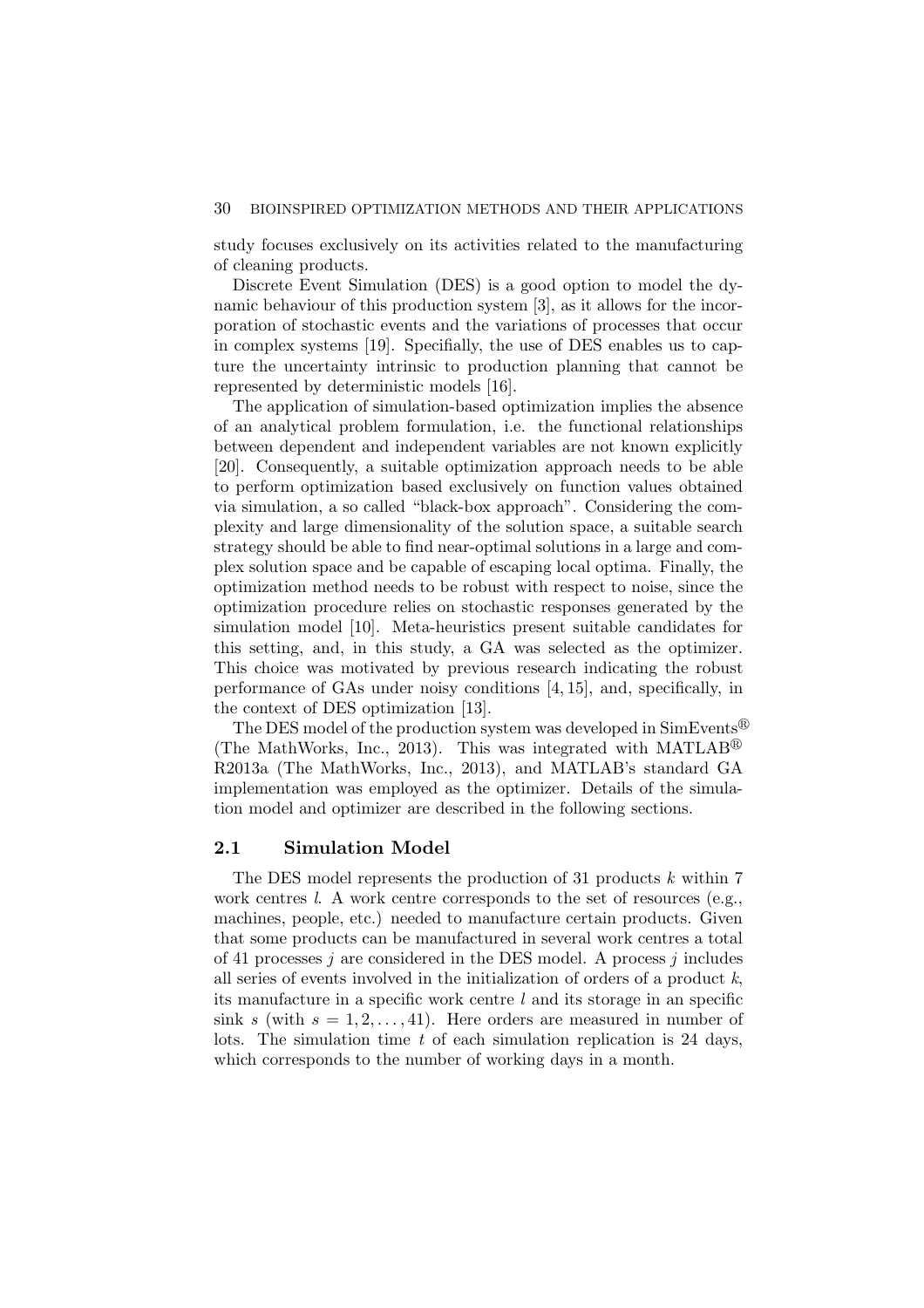study focuses exclusively on its activities related to the manufacturing of cleaning products.

Discrete Event Simulation (DES) is a good option to model the dynamic behaviour of this production system [3], as it allows for the incorporation of stochastic events and the variations of processes that occur in complex systems [19]. Specifially, the use of DES enables us to capture the uncertainty intrinsic to production planning that cannot be represented by deterministic models [16].

The application of simulation-based optimization implies the absence of an analytical problem formulation, i.e. the functional relationships between dependent and independent variables are not known explicitly [20]. Consequently, a suitable optimization approach needs to be able to perform optimization based exclusively on function values obtained via simulation, a so called "black-box approach". Considering the complexity and large dimensionality of the solution space, a suitable search strategy should be able to find near-optimal solutions in a large and complex solution space and be capable of escaping local optima. Finally, the optimization method needs to be robust with respect to noise, since the optimization procedure relies on stochastic responses generated by the simulation model [10]. Meta-heuristics present suitable candidates for this setting, and, in this study, a GA was selected as the optimizer. This choice was motivated by previous research indicating the robust performance of GAs under noisy conditions [4, 15], and, specifically, in the context of DES optimization [13].

The DES model of the production system was developed in SimEvents® (The MathWorks, Inc., 2013). This was integrated with MATLAB® R2013a (The MathWorks, Inc., 2013), and MATLAB's standard GA implementation was employed as the optimizer. Details of the simulation model and optimizer are described in the following sections.

### 2.1 Simulation Model

The DES model represents the production of 31 products $k$ within 7 work centres $l$. A work centre corresponds to the set of resources (e.g., machines, people, etc.) needed to manufacture certain products. Given that some products can be manufactured in several work centres a total of 41 processes $j$ are considered in the DES model. A process $j$ includes all series of events involved in the initialization of orders of a product $k$, its manufacture in a specific work centre $l$ and its storage in an specific sink $s$ (with $s = 1, 2, \ldots, 41$). Here orders are measured in number of lots. The simulation time $t$ of each simulation replication is 24 days, which corresponds to the number of working days in a month.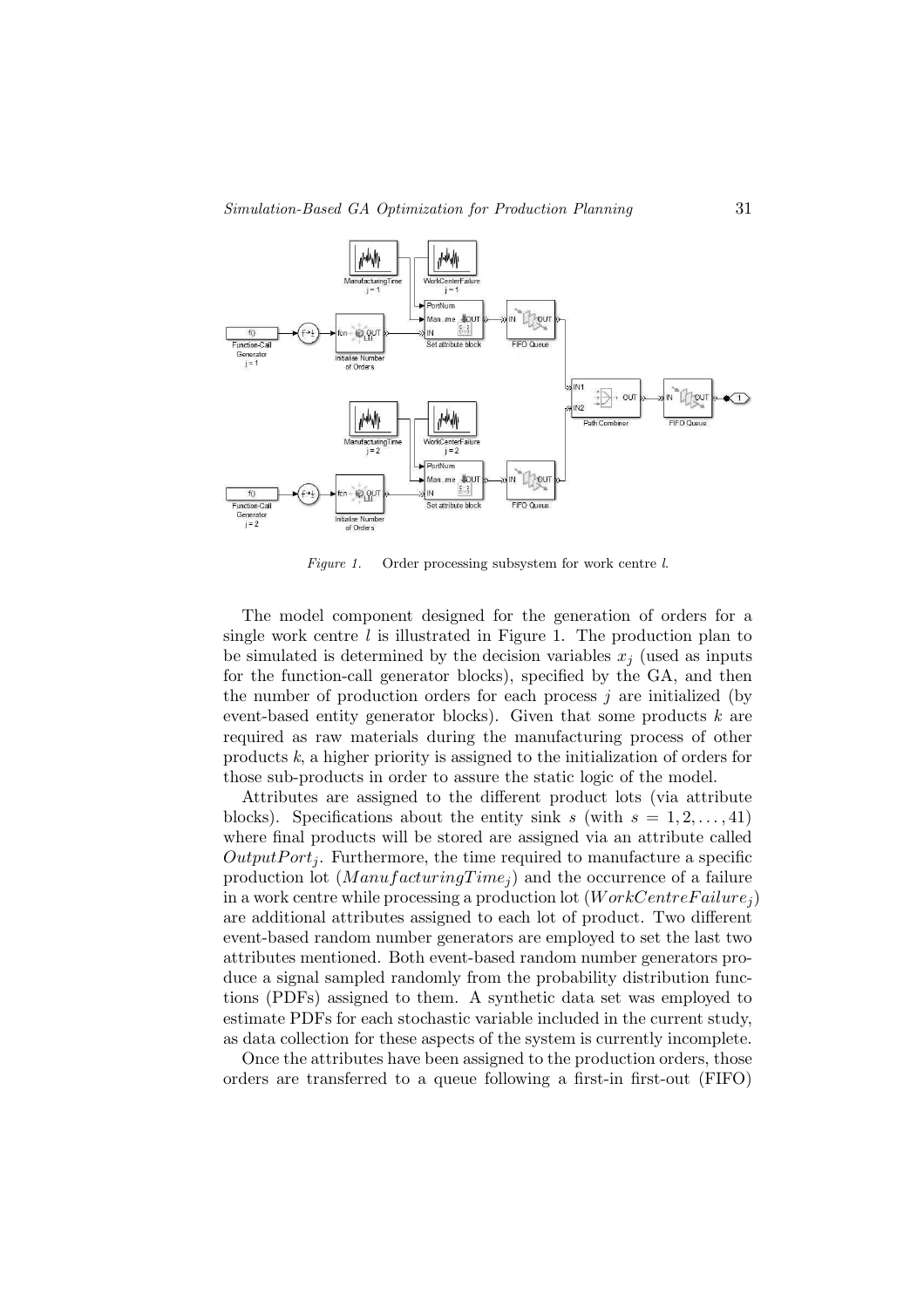*Figure 1.* Order processing subsystem for work centre $l$.

The model component designed for the generation of orders for a single work centre $l$ is illustrated in Figure 1. The production plan to be simulated is determined by the decision variables $x_j$ (used as inputs for the function-call generator blocks), specified by the GA, and then the number of production orders for each process $j$ are initialized (by event-based entity generator blocks). Given that some products $k$ are required as raw materials during the manufacturing process of other products $k$, a higher priority is assigned to the initialization of orders for those sub-products in order to assure the static logic of the model.

Attributes are assigned to the different product lots (via attribute blocks). Specifications about the entity sink $s$ (with $s = 1, 2, \ldots, 41$) where final products will be stored are assigned via an attribute called $OutputPort_j$. Furthermore, the time required to manufacture a specific production lot ($ManufacturingTime_j$) and the occurrence of a failure in a work centre while processing a production lot ($WorkCentreFailure_j$) are additional attributes assigned to each lot of product. Two different event-based random number generators are employed to set the last two attributes mentioned. Both event-based random number generators produce a signal sampled randomly from the probability distribution functions (PDFs) assigned to them. A synthetic data set was employed to estimate PDFs for each stochastic variable included in the current study, as data collection for these aspects of the system is currently incomplete.

Once the attributes have been assigned to the production orders, those orders are transferred to a queue following a first-in first-out (FIFO)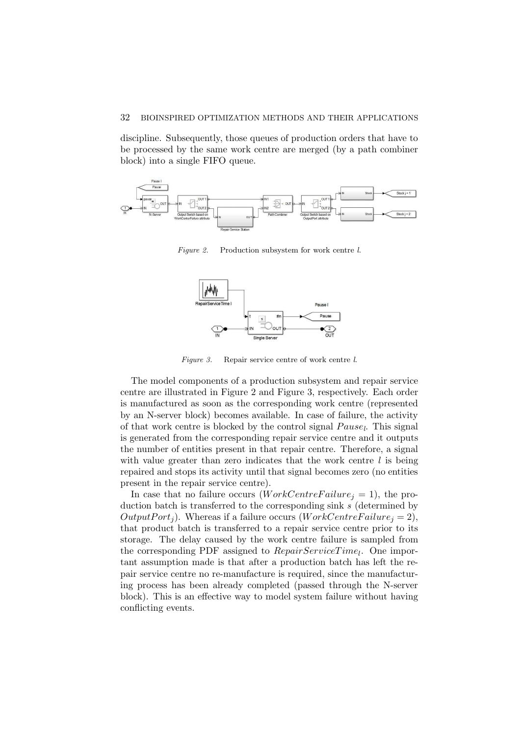discipline. Subsequently, those queues of production orders that have to be processed by the same work centre are merged (by a path combiner block) into a single FIFO queue.

*Figure 2.* Production subsystem for work centre $l$.

*Figure 3.* Repair service centre of work centre $l$.

The model components of a production subsystem and repair service centre are illustrated in Figure 2 and Figure 3, respectively. Each order is manufactured as soon as the corresponding work centre (represented by an N-server block) becomes available. In case of failure, the activity of that work centre is blocked by the control signal $Pause_l$. This signal is generated from the corresponding repair service centre and it outputs the number of entities present in that repair centre. Therefore, a signal with value greater than zero indicates that the work centre $l$ is being repaired and stops its activity until that signal becomes zero (no entities present in the repair service centre).

In case that no failure occurs ($WorkCentreFailure_j = 1$), the production batch is transferred to the corresponding sink $s$ (determined by $OutputPort_j$). Whereas if a failure occurs ($WorkCentreFailure_j = 2$), that product batch is transferred to a repair service centre prior to its storage. The delay caused by the work centre failure is sampled from the corresponding PDF assigned to $RepairServiceTime_l$. One important assumption made is that after a production batch has left the repair service centre no re-manufacture is required, since the manufacturing process has been already completed (passed through the N-server block). This is an effective way to model system failure without having conflicting events.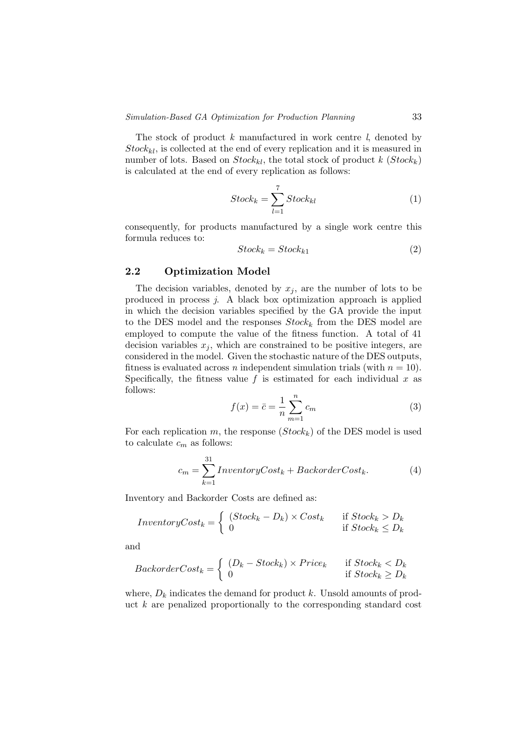The stock of product $k$ manufactured in work centre $l$, denoted by $Stock_{kl}$, is collected at the end of every replication and it is measured in number of lots. Based on $Stock_{kl}$, the total stock of product $k$ ($Stock_k$) is calculated at the end of every replication as follows:

$$Stock_k = \sum_{l=1}^{7} Stock_{kl} \tag{1}$$

consequently, for products manufactured by a single work centre this formula reduces to:

$$Stock_k = Stock_{k1} \tag{2}$$

## 2.2 Optimization Model

The decision variables, denoted by $x_j$, are the number of lots to be produced in process $j$. A black box optimization approach is applied in which the decision variables specified by the GA provide the input to the DES model and the responses $Stock_k$ from the DES model are employed to compute the value of the fitness function. A total of 41 decision variables $x_j$, which are constrained to be positive integers, are considered in the model. Given the stochastic nature of the DES outputs, fitness is evaluated across $n$ independent simulation trials (with $n = 10$). Specifically, the fitness value $f$ is estimated for each individual $x$ as follows:

$$f(x) = \bar{c} = \frac{1}{n} \sum_{m=1}^{n} c_m \tag{3}$$

For each replication $m$, the response ($Stock_k$) of the DES model is used to calculate $c_m$ as follows:

$$c_m = \sum_{k=1}^{31} InventoryCost_k + BackorderCost_k. \tag{4}$$

Inventory and Backorder Costs are defined as:

$$InventoryCost_k = \begin{cases} (Stock_k - D_k) \times Cost_k & \text{if } Stock_k > D_k \\ 0 & \text{if } Stock_k \leq D_k \end{cases}$$

and

$$BackorderCost_k = \begin{cases} (D_k - Stock_k) \times Price_k & \text{if } Stock_k < D_k \\ 0 & \text{if } Stock_k \geq D_k \end{cases}$$

where, $D_k$ indicates the demand for product $k$. Unsold amounts of product $k$ are penalized proportionally to the corresponding standard cost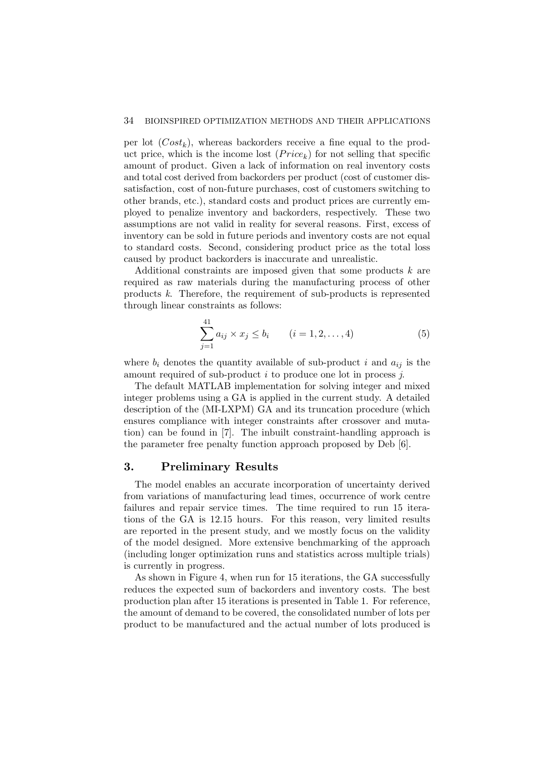per lot ($Cost_k$), whereas backorders receive a fine equal to the product price, which is the income lost ($Price_k$) for not selling that specific amount of product. Given a lack of information on real inventory costs and total cost derived from backorders per product (cost of customer dissatisfaction, cost of non-future purchases, cost of customers switching to other brands, etc.), standard costs and product prices are currently employed to penalize inventory and backorders, respectively. These two assumptions are not valid in reality for several reasons. First, excess of inventory can be sold in future periods and inventory costs are not equal to standard costs. Second, considering product price as the total loss caused by product backorders is inaccurate and unrealistic.

Additional constraints are imposed given that some products $k$ are required as raw materials during the manufacturing process of other products $k$. Therefore, the requirement of sub-products is represented through linear constraints as follows:

$$\sum_{j=1}^{41} a_{ij} \times x_j \leq b_i \qquad (i = 1, 2, \ldots, 4) \tag{5}$$

where $b_i$ denotes the quantity available of sub-product $i$ and $a_{ij}$ is the amount required of sub-product $i$ to produce one lot in process $j$.

The default MATLAB implementation for solving integer and mixed integer problems using a GA is applied in the current study. A detailed description of the (MI-LXPM) GA and its truncation procedure (which ensures compliance with integer constraints after crossover and mutation) can be found in [7]. The inbuilt constraint-handling approach is the parameter free penalty function approach proposed by Deb [6].

## 3. Preliminary Results

The model enables an accurate incorporation of uncertainty derived from variations of manufacturing lead times, occurrence of work centre failures and repair service times. The time required to run 15 iterations of the GA is 12.15 hours. For this reason, very limited results are reported in the present study, and we mostly focus on the validity of the model designed. More extensive benchmarking of the approach (including longer optimization runs and statistics across multiple trials) is currently in progress.

As shown in Figure 4, when run for 15 iterations, the GA successfully reduces the expected sum of backorders and inventory costs. The best production plan after 15 iterations is presented in Table 1. For reference, the amount of demand to be covered, the consolidated number of lots per product to be manufactured and the actual number of lots produced is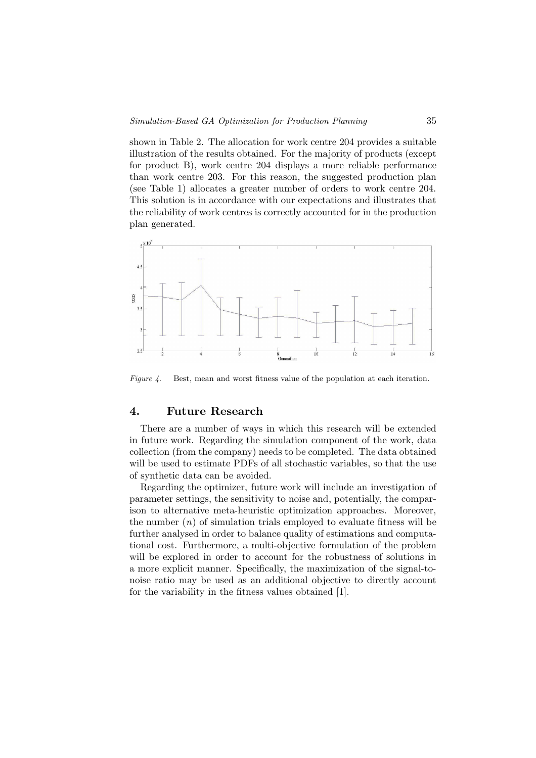shown in Table 2. The allocation for work centre 204 provides a suitable illustration of the results obtained. For the majority of products (except for product B), work centre 204 displays a more reliable performance than work centre 203. For this reason, the suggested production plan (see Table 1) allocates a greater number of orders to work centre 204. This solution is in accordance with our expectations and illustrates that the reliability of work centres is correctly accounted for in the production plan generated.

*Figure 4.* Best, mean and worst fitness value of the population at each iteration.

## 4. Future Research

There are a number of ways in which this research will be extended in future work. Regarding the simulation component of the work, data collection (from the company) needs to be completed. The data obtained will be used to estimate PDFs of all stochastic variables, so that the use of synthetic data can be avoided.

Regarding the optimizer, future work will include an investigation of parameter settings, the sensitivity to noise and, potentially, the comparison to alternative meta-heuristic optimization approaches. Moreover, the number ($n$) of simulation trials employed to evaluate fitness will be further analysed in order to balance quality of estimations and computational cost. Furthermore, a multi-objective formulation of the problem will be explored in order to account for the robustness of solutions in a more explicit manner. Specifically, the maximization of the signal-to-noise ratio may be used as an additional objective to directly account for the variability in the fitness values obtained [1].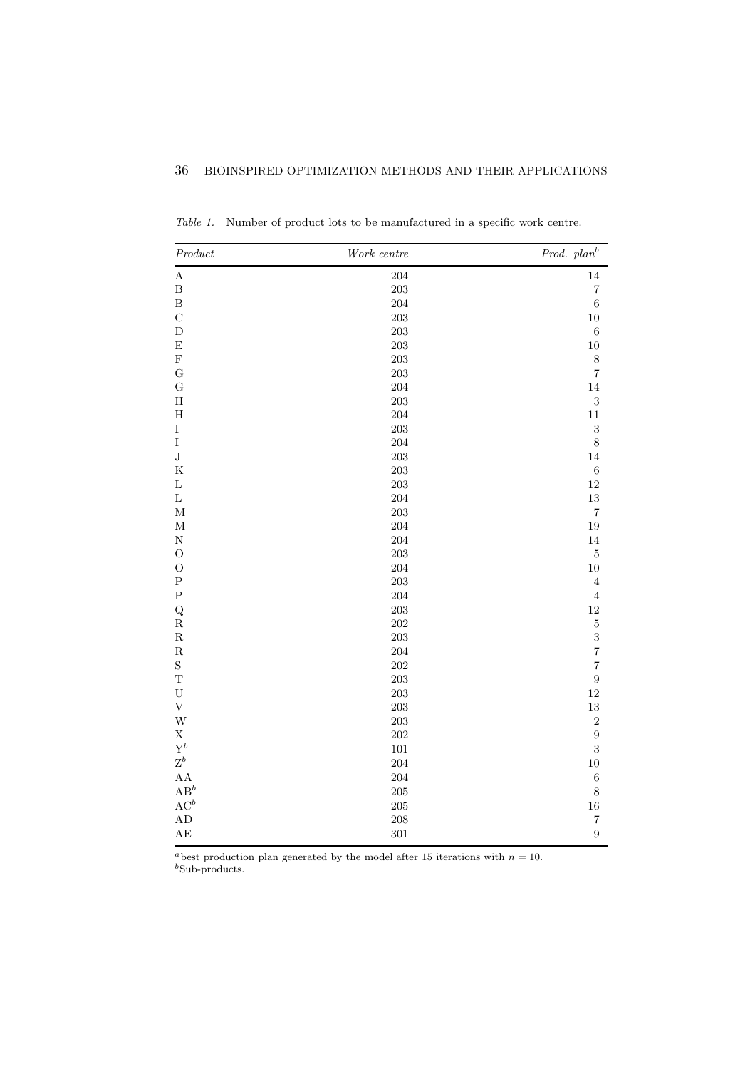*Table 1.* Number of product lots to be manufactured in a specific work centre.

| *Product* | *Work centre* | *Prod. plan*[b] |
|---|---|---|
| A | 204 | 14 |
| B | 203 | 7 |
| B | 204 | 6 |
| C | 203 | 10 |
| D | 203 | 6 |
| E | 203 | 10 |
| F | 203 | 8 |
| G | 203 | 7 |
| G | 204 | 14 |
| H | 203 | 3 |
| H | 204 | 11 |
| I | 203 | 3 |
| I | 204 | 8 |
| J | 203 | 14 |
| K | 203 | 6 |
| L | 203 | 12 |
| L | 204 | 13 |
| M | 203 | 7 |
| M | 204 | 19 |
| N | 204 | 14 |
| O | 203 | 5 |
| O | 204 | 10 |
| P | 203 | 4 |
| P | 204 | 4 |
| Q | 203 | 12 |
| R | 202 | 5 |
| R | 203 | 3 |
| R | 204 | 7 |
| S | 202 | 7 |
| T | 203 | 9 |
| U | 203 | 12 |
| V | 203 | 13 |
| W | 203 | 2 |
| X | 202 | 9 |
| Y[b] | 101 | 3 |
| Z[b] | 204 | 10 |
| AA | 204 | 6 |
| AB[b] | 205 | 8 |
| AC[b] | 205 | 16 |
| AD | 208 | 7 |
| AE | 301 | 9 |

[a]best production plan generated by the model after 15 iterations with $n = 10$.
[b]Sub-products.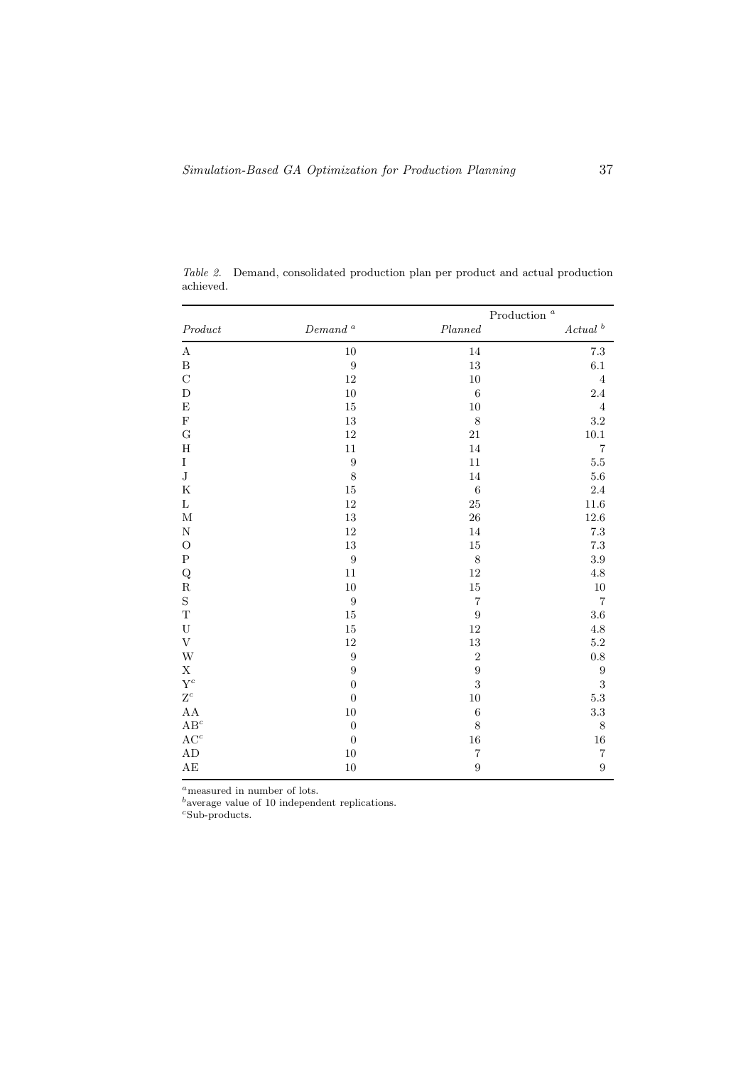*Table 2.* Demand, consolidated production plan per product and actual production achieved.

| *Product* | *Demand* [a] | Production [a] | |
|---|---|---|---|
| | | *Planned* | *Actual* [b] |
| A | 10 | 14 | 7.3 |
| B | 9 | 13 | 6.1 |
| C | 12 | 10 | 4 |
| D | 10 | 6 | 2.4 |
| E | 15 | 10 | 4 |
| F | 13 | 8 | 3.2 |
| G | 12 | 21 | 10.1 |
| H | 11 | 14 | 7 |
| I | 9 | 11 | 5.5 |
| J | 8 | 14 | 5.6 |
| K | 15 | 6 | 2.4 |
| L | 12 | 25 | 11.6 |
| M | 13 | 26 | 12.6 |
| N | 12 | 14 | 7.3 |
| O | 13 | 15 | 7.3 |
| P | 9 | 8 | 3.9 |
| Q | 11 | 12 | 4.8 |
| R | 10 | 15 | 10 |
| S | 9 | 7 | 7 |
| T | 15 | 9 | 3.6 |
| U | 15 | 12 | 4.8 |
| V | 12 | 13 | 5.2 |
| W | 9 | 2 | 0.8 |
| X | 9 | 9 | 9 |
| Y[c] | 0 | 3 | 3 |
| Z[c] | 0 | 10 | 5.3 |
| AA | 10 | 6 | 3.3 |
| AB[c] | 0 | 8 | 8 |
| AC[c] | 0 | 16 | 16 |
| AD | 10 | 7 | 7 |
| AE | 10 | 9 | 9 |

[a]measured in number of lots.
[b]average value of 10 independent replications.
[c]Sub-products.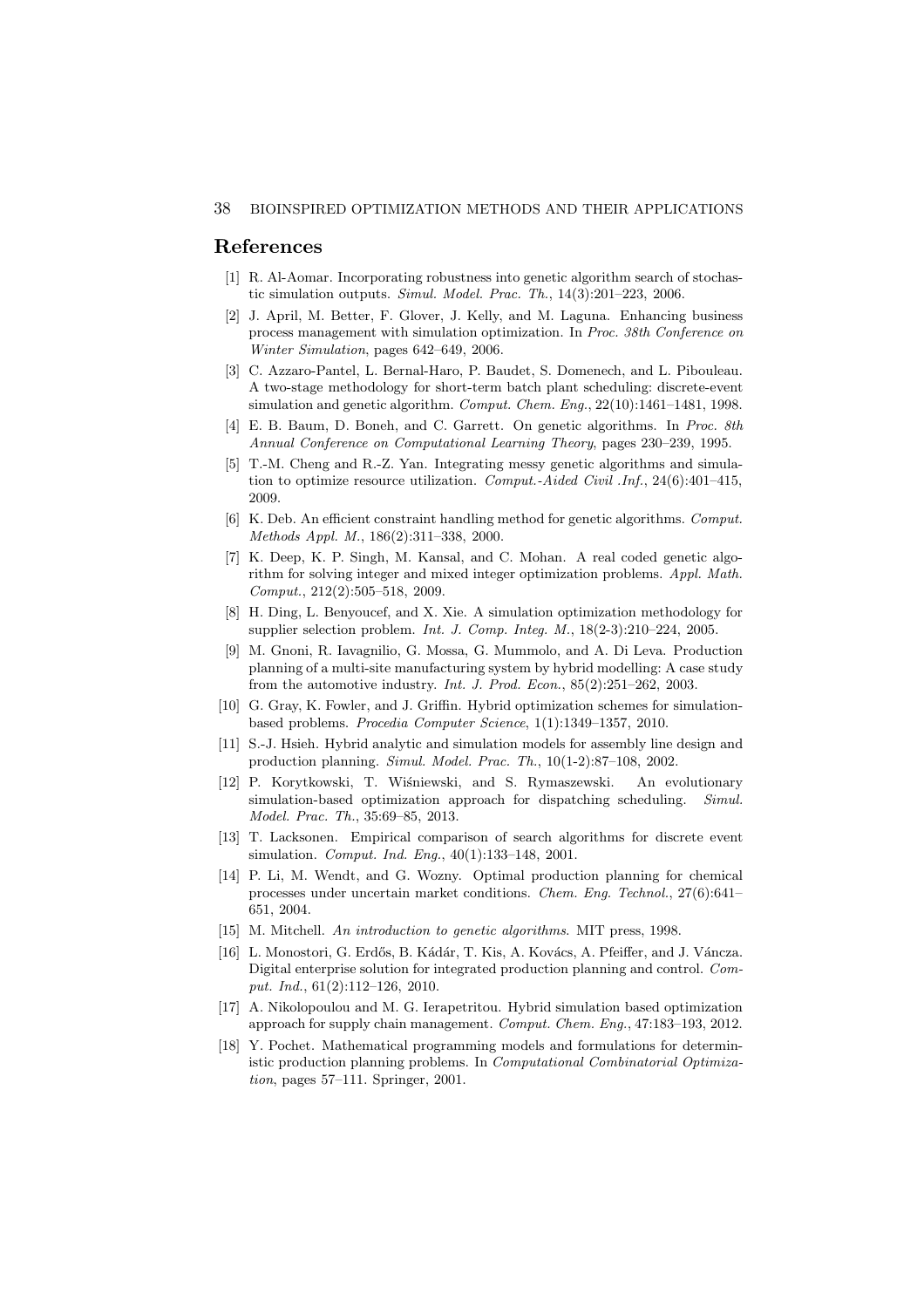## References

[1] R. Al-Aomar. Incorporating robustness into genetic algorithm search of stochastic simulation outputs. *Simul. Model. Prac. Th.*, 14(3):201–223, 2006.

[2] J. April, M. Better, F. Glover, J. Kelly, and M. Laguna. Enhancing business process management with simulation optimization. In *Proc. 38th Conference on Winter Simulation*, pages 642–649, 2006.

[3] C. Azzaro-Pantel, L. Bernal-Haro, P. Baudet, S. Domenech, and L. Pibouleau. A two-stage methodology for short-term batch plant scheduling: discrete-event simulation and genetic algorithm. *Comput. Chem. Eng.*, 22(10):1461–1481, 1998.

[4] E. B. Baum, D. Boneh, and C. Garrett. On genetic algorithms. In *Proc. 8th Annual Conference on Computational Learning Theory*, pages 230–239, 1995.

[5] T.-M. Cheng and R.-Z. Yan. Integrating messy genetic algorithms and simulation to optimize resource utilization. *Comput.-Aided Civil .Inf.*, 24(6):401–415, 2009.

[6] K. Deb. An efficient constraint handling method for genetic algorithms. *Comput. Methods Appl. M.*, 186(2):311–338, 2000.

[7] K. Deep, K. P. Singh, M. Kansal, and C. Mohan. A real coded genetic algorithm for solving integer and mixed integer optimization problems. *Appl. Math. Comput.*, 212(2):505–518, 2009.

[8] H. Ding, L. Benyoucef, and X. Xie. A simulation optimization methodology for supplier selection problem. *Int. J. Comp. Integ. M.*, 18(2-3):210–224, 2005.

[9] M. Gnoni, R. Iavagnilio, G. Mossa, G. Mummolo, and A. Di Leva. Production planning of a multi-site manufacturing system by hybrid modelling: A case study from the automotive industry. *Int. J. Prod. Econ.*, 85(2):251–262, 2003.

[10] G. Gray, K. Fowler, and J. Griffin. Hybrid optimization schemes for simulation-based problems. *Procedia Computer Science*, 1(1):1349–1357, 2010.

[11] S.-J. Hsieh. Hybrid analytic and simulation models for assembly line design and production planning. *Simul. Model. Prac. Th.*, 10(1-2):87–108, 2002.

[12] P. Korytkowski, T. Wiśniewski, and S. Rymaszewski. An evolutionary simulation-based optimization approach for dispatching scheduling. *Simul. Model. Prac. Th.*, 35:69–85, 2013.

[13] T. Lacksonen. Empirical comparison of search algorithms for discrete event simulation. *Comput. Ind. Eng.*, 40(1):133–148, 2001.

[14] P. Li, M. Wendt, and G. Wozny. Optimal production planning for chemical processes under uncertain market conditions. *Chem. Eng. Technol.*, 27(6):641–651, 2004.

[15] M. Mitchell. *An introduction to genetic algorithms*. MIT press, 1998.

[16] L. Monostori, G. Erdős, B. Kádár, T. Kis, A. Kovács, A. Pfeiffer, and J. Váncza. Digital enterprise solution for integrated production planning and control. *Comput. Ind.*, 61(2):112–126, 2010.

[17] A. Nikolopoulou and M. G. Ierapetritou. Hybrid simulation based optimization approach for supply chain management. *Comput. Chem. Eng.*, 47:183–193, 2012.

[18] Y. Pochet. Mathematical programming models and formulations for deterministic production planning problems. In *Computational Combinatorial Optimization*, pages 57–111. Springer, 2001.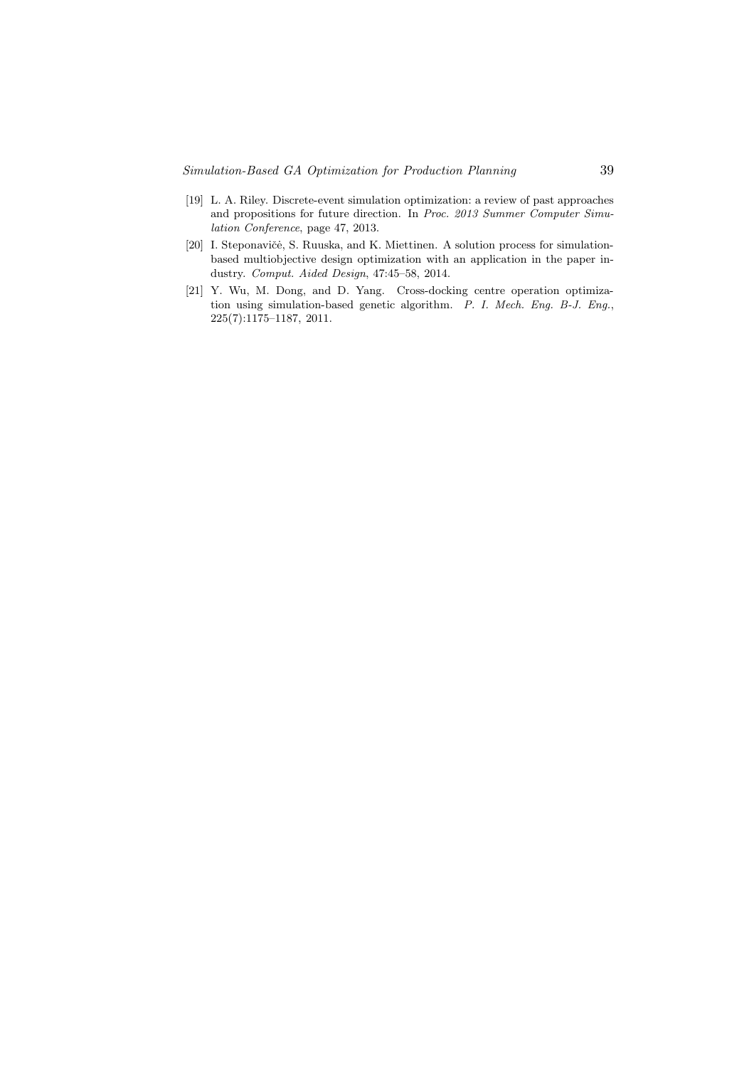[19] L. A. Riley. Discrete-event simulation optimization: a review of past approaches and propositions for future direction. In *Proc. 2013 Summer Computer Simulation Conference*, page 47, 2013.

[20] I. Steponavičė, S. Ruuska, and K. Miettinen. A solution process for simulation-based multiobjective design optimization with an application in the paper industry. *Comput. Aided Design*, 47:45–58, 2014.

[21] Y. Wu, M. Dong, and D. Yang. Cross-docking centre operation optimization using simulation-based genetic algorithm. *P. I. Mech. Eng. B-J. Eng.*, 225(7):1175–1187, 2011.